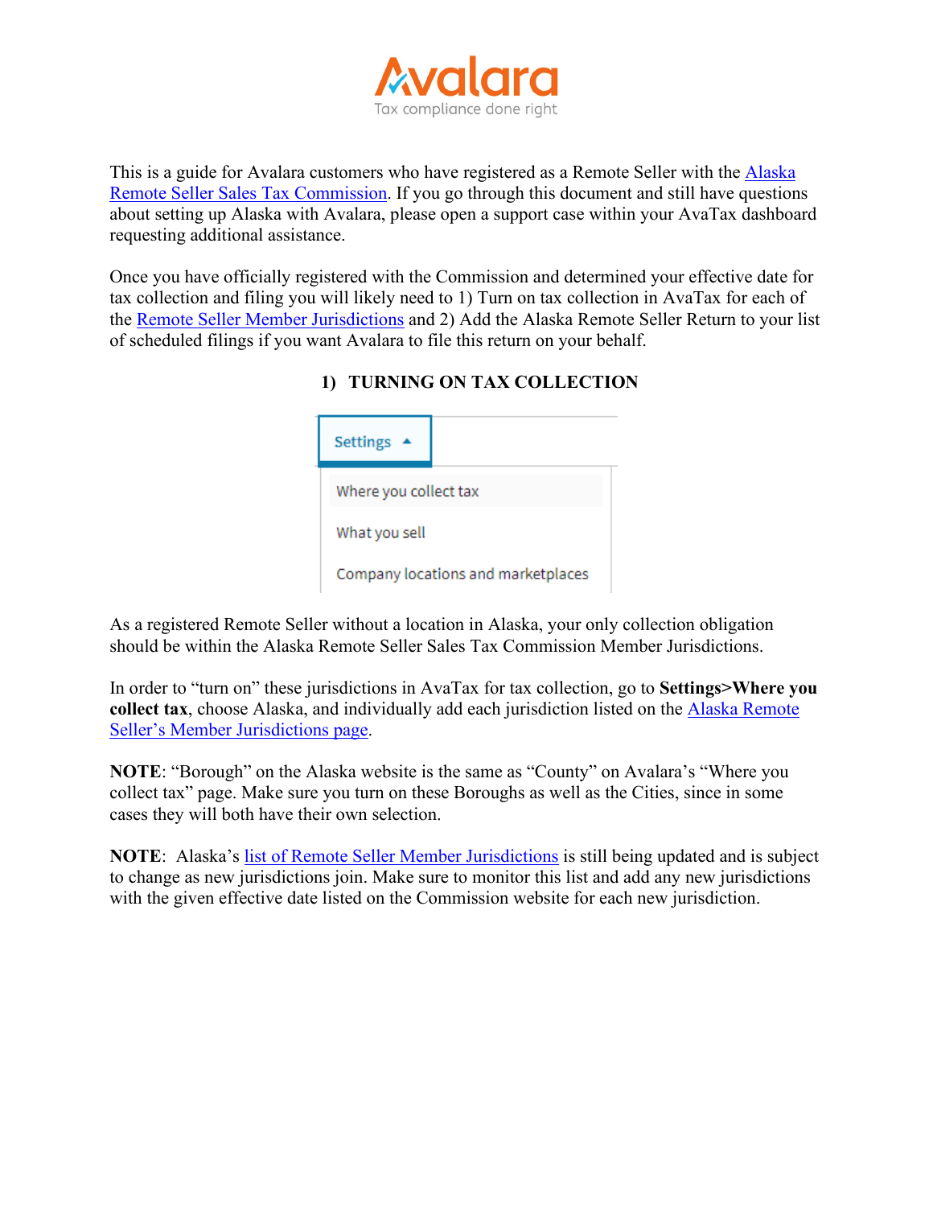This is a guide for Avalara customers who have registered as a Remote Seller with the Alaska Remote Seller Sales Tax Commission. If you go through this document and still have questions about setting up Alaska with Avalara, please open a support case within your AvaTax dashboard requesting additional assistance.

Once you have officially registered with the Commission and determined your effective date for tax collection and filing you will likely need to 1) Turn on tax collection in AvaTax for each of the Remote Seller Member Jurisdictions and 2) Add the Alaska Remote Seller Return to your list of scheduled filings if you want Avalara to file this return on your behalf.

## 1) TURNING ON TAX COLLECTION

As a registered Remote Seller without a location in Alaska, your only collection obligation should be within the Alaska Remote Seller Sales Tax Commission Member Jurisdictions.

In order to "turn on" these jurisdictions in AvaTax for tax collection, go to **Settings>Where you collect tax**, choose Alaska, and individually add each jurisdiction listed on the Alaska Remote Seller's Member Jurisdictions page.

**NOTE**: "Borough" on the Alaska website is the same as "County" on Avalara's "Where you collect tax" page. Make sure you turn on these Boroughs as well as the Cities, since in some cases they will both have their own selection.

**NOTE**: Alaska's list of Remote Seller Member Jurisdictions is still being updated and is subject to change as new jurisdictions join. Make sure to monitor this list and add any new jurisdictions with the given effective date listed on the Commission website for each new jurisdiction.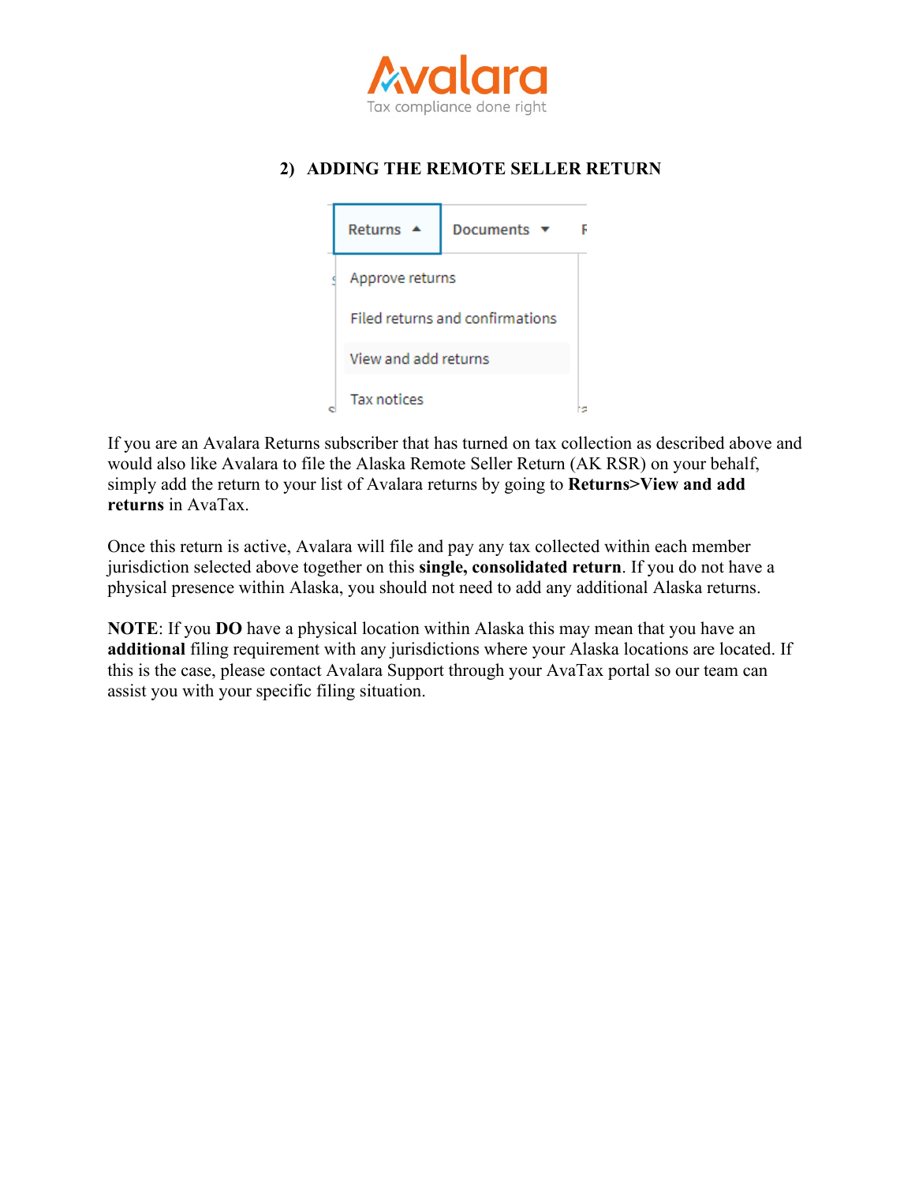## 2) ADDING THE REMOTE SELLER RETURN

Returns ▲ Documents ▼

Approve returns

Filed returns and confirmations

View and add returns

Tax notices

If you are an Avalara Returns subscriber that has turned on tax collection as described above and would also like Avalara to file the Alaska Remote Seller Return (AK RSR) on your behalf, simply add the return to your list of Avalara returns by going to **Returns>View and add returns** in AvaTax.

Once this return is active, Avalara will file and pay any tax collected within each member jurisdiction selected above together on this **single, consolidated return**. If you do not have a physical presence within Alaska, you should not need to add any additional Alaska returns.

**NOTE**: If you **DO** have a physical location within Alaska this may mean that you have an **additional** filing requirement with any jurisdictions where your Alaska locations are located. If this is the case, please contact Avalara Support through your AvaTax portal so our team can assist you with your specific filing situation.